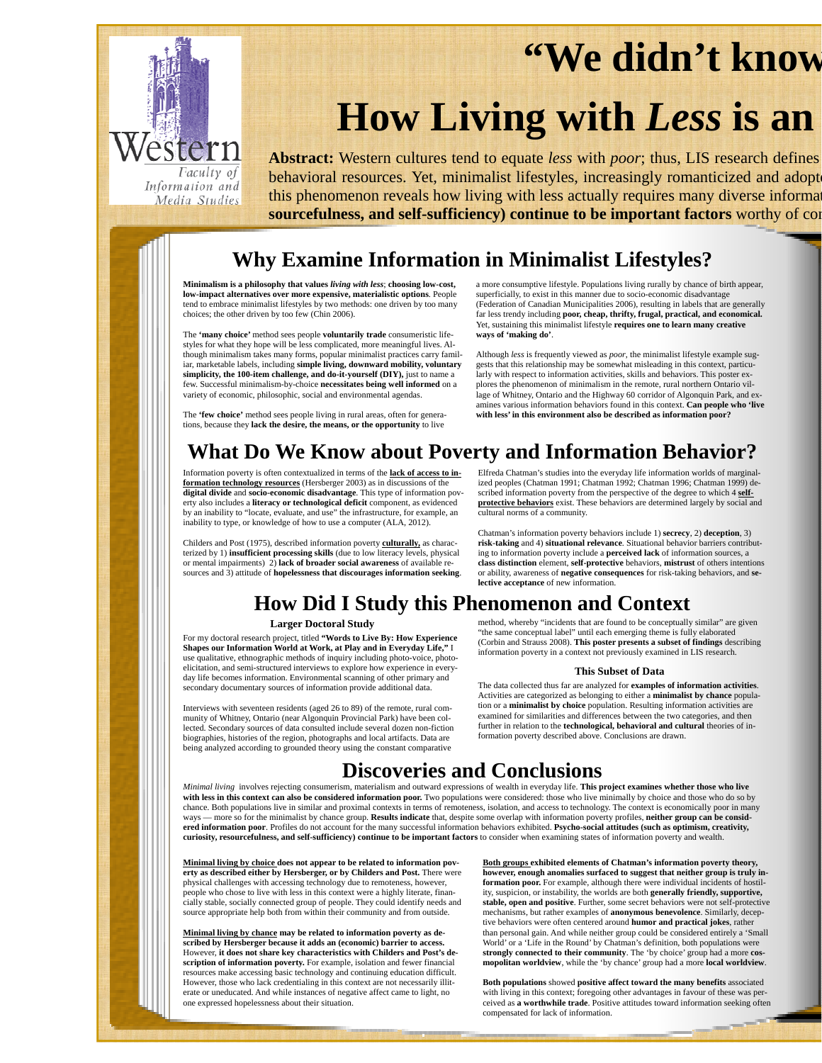Western
Faculty of Information and Media Studies

# "We didn't know

# How Living with *Less* is an

**Abstract:** Western cultures tend to equate *less* with *poor*; thus, LIS research defines behavioral resources. Yet, minimalist lifestyles, increasingly romanticized and adopt this phenomenon reveals how living with less actually requires many diverse informat **sourcefulness, and self-sufficiency) continue to be important factors** worthy of co

## Why Examine Information in Minimalist Lifestyles?

**Minimalism is a philosophy that values *living with less*; choosing low-cost, low-impact alternatives over more expensive, materialistic options**. People tend to embrace minimalist lifestyles by two methods: one driven by too many choices; the other driven by too few (Chin 2006).

The **'many choice'** method sees people **voluntarily trade** consumeristic lifestyles for what they hope will be less complicated, more meaningful lives. Although minimalism takes many forms, popular minimalist practices carry familiar, marketable labels, including **simple living, downward mobility, voluntary simplicity, the 100-item challenge, and do-it-yourself (DIY),** just to name a few. Successful minimalism-by-choice **necessitates being well informed** on a variety of economic, philosophic, social and environmental agendas.

The **'few choice'** method sees people living in rural areas, often for generations, because they **lack the desire, the means, or the opportunity** to live a more consumptive lifestyle. Populations living rurally by chance of birth appear, superficially, to exist in this manner due to socio-economic disadvantage (Federation of Canadian Municipalities 2006), resulting in labels that are generally far less trendy including **poor, cheap, thrifty, frugal, practical, and economical.** Yet, sustaining this minimalist lifestyle **requires one to learn many creative ways of 'making do'**.

Although *less* is frequently viewed as *poor*, the minimalist lifestyle example suggests that this relationship may be somewhat misleading in this context, particularly with respect to information activities, skills and behaviors. This poster explores the phenomenon of minimalism in the remote, rural northern Ontario village of Whitney, Ontario and the Highway 60 corridor of Algonquin Park, and examines various information behaviors found in this context. **Can people who 'live with less' in this environment also be described as information poor?**

## What Do We Know about Poverty and Information Behavior?

Information poverty is often contextualized in terms of the **lack of access to information technology resources** (Hersberger 2003) as in discussions of the **digital divide** and **socio-economic disadvantage**. This type of information poverty also includes a **literacy or technological deficit** component, as evidenced by an inability to "locate, evaluate, and use" the infrastructure, for example, an inability to type, or knowledge of how to use a computer (ALA, 2012).

Childers and Post (1975), described information poverty **culturally,** as characterized by 1) **insufficient processing skills** (due to low literacy levels, physical or mental impairments) 2) **lack of broader social awareness** of available resources and 3) attitude of **hopelessness that discourages information seeking**.

Elfreda Chatman's studies into the everyday life information worlds of marginalized peoples (Chatman 1991; Chatman 1992; Chatman 1996; Chatman 1999) described information poverty from the perspective of the degree to which 4 **self-protective behaviors** exist. These behaviors are determined largely by social and cultural norms of a community.

Chatman's information poverty behaviors include 1) **secrecy**, 2) **deception**, 3) **risk-taking** and 4) **situational relevance**. Situational behavior barriers contributing to information poverty include a **perceived lack** of information sources, a **class distinction** element, **self-protective** behaviors, **mistrust** of others intentions or ability, awareness of **negative consequences** for risk-taking behaviors, and **selective acceptance** of new information.

## How Did I Study this Phenomenon and Context

### Larger Doctoral Study

For my doctoral research project, titled **"Words to Live By: How Experience Shapes our Information World at Work, at Play and in Everyday Life,"** I use qualitative, ethnographic methods of inquiry including photo-voice, photo-elicitation, and semi-structured interviews to explore how experience in everyday life becomes information. Environmental scanning of other primary and secondary documentary sources of information provide additional data.

Interviews with seventeen residents (aged 26 to 89) of the remote, rural community of Whitney, Ontario (near Algonquin Provincial Park) have been collected. Secondary sources of data consulted include several dozen non-fiction biographies, histories of the region, photographs and local artifacts. Data are being analyzed according to grounded theory using the constant comparative method, whereby "incidents that are found to be conceptually similar" are given "the same conceptual label" until each emerging theme is fully elaborated (Corbin and Strauss 2008). **This poster presents a subset of findings** describing information poverty in a context not previously examined in LIS research.

### This Subset of Data

The data collected thus far are analyzed for **examples of information activities**. Activities are categorized as belonging to either a **minimalist by chance** population or a **minimalist by choice** population. Resulting information activities are examined for similarities and differences between the two categories, and then further in relation to the **technological, behavioral and cultural** theories of information poverty described above. Conclusions are drawn.

## Discoveries and Conclusions

*Minimal living* involves rejecting consumerism, materialism and outward expressions of wealth in everyday life. **This project examines whether those who live with less in this context can also be considered information poor.** Two populations were considered: those who live minimally by choice and those who do so by chance. Both populations live in similar and proximal contexts in terms of remoteness, isolation, and access to technology. The context is economically poor in many ways — more so for the minimalist by chance group. **Results indicate** that, despite some overlap with information poverty profiles, **neither group can be considered information poor**. Profiles do not account for the many successful information behaviors exhibited. **Psycho-social attitudes (such as optimism, creativity, curiosity, resourcefulness, and self-sufficiency) continue to be important factors** to consider when examining states of information poverty and wealth.

**Minimal living by choice does not appear to be related to information poverty as described either by Hersberger, or by Childers and Post.** There were physical challenges with accessing technology due to remoteness, however, people who chose to live with less in this context were a highly literate, financially stable, socially connected group of people. They could identify needs and source appropriate help both from within their community and from outside.

**Minimal living by chance may be related to information poverty as described by Hersberger because it adds an (economic) barrier to access.** However, **it does not share key characteristics with Childers and Post's description of information poverty.** For example, isolation and fewer financial resources make accessing basic technology and continuing education difficult. However, those who lack credentialing in this context are not necessarily illiterate or uneducated. And while instances of negative affect came to light, no one expressed hopelessness about their situation.

**Both groups exhibited elements of Chatman's information poverty theory, however, enough anomalies surfaced to suggest that neither group is truly information poor.** For example, although there were individual incidents of hostility, suspicion, or instability, the worlds are both **generally friendly, supportive, stable, open and positive**. Further, some secret behaviors were not self-protective mechanisms, but rather examples of **anonymous benevolence**. Similarly, deceptive behaviors were often centered around **humor and practical jokes**, rather than personal gain. And while neither group could be considered entirely a 'Small World' or a 'Life in the Round' by Chatman's definition, both populations were **strongly connected to their community**. The 'by choice' group had a more **cosmopolitan worldview**, while the 'by chance' group had a more **local worldview**.

**Both populations** showed **positive affect toward the many benefits** associated with living in this context; foregoing other advantages in favour of these was perceived as **a worthwhile trade**. Positive attitudes toward information seeking often compensated for lack of information.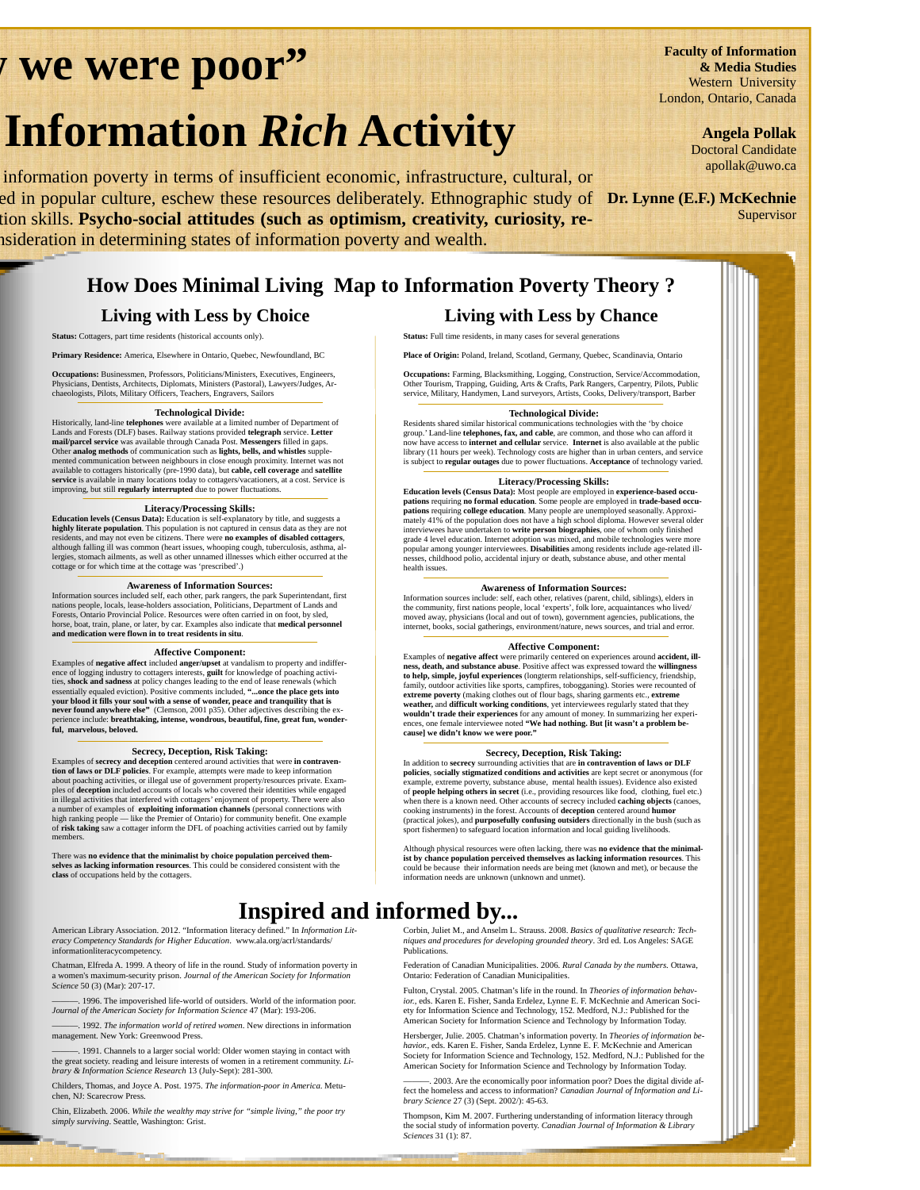# "...we were poor"

# Information *Rich* Activity

...information poverty in terms of insufficient economic, infrastructure, cultural, or ...ed in popular culture, eschew these resources deliberately. Ethnographic study of ...tion skills. **Psycho-social attitudes (such as optimism, creativity, curiosity, re-...nsideration in determining states of information poverty and wealth.**

**Faculty of Information & Media Studies**
Western University
London, Ontario, Canada

**Angela Pollak**
Doctoral Candidate
apollak@uwo.ca

**Dr. Lynne (E.F.) McKechnie**
Supervisor

## How Does Minimal Living Map to Information Poverty Theory ?

### Living with Less by Choice

**Status:** Cottagers, part time residents (historical accounts only).

**Primary Residence:** America, Elsewhere in Ontario, Quebec, Newfoundland, BC

**Occupations:** Businessmen, Professors, Politicians/Ministers, Executives, Engineers, Physicians, Dentists, Architects, Diplomats, Ministers (Pastoral), Lawyers/Judges, Archaeologists, Pilots, Military Officers, Teachers, Engravers, Sailors

#### Technological Divide:

Historically, land-line **telephones** were available at a limited number of Department of Lands and Forests (DLF) bases. Railway stations provided **telegraph** service. **Letter mail/parcel service** was available through Canada Post. **Messengers** filled in gaps. Other **analog methods** of communication such as **lights, bells, and whistles** supplemented communication between neighbours in close enough proximity. Internet was not available to cottagers historically (pre-1990 data), but **cable, cell coverage** and **satellite service** is available in many locations today to cottagers/vacationers, at a cost. Service is improving, but still **regularly interrupted** due to power fluctuations.

#### Literacy/Processing Skills:

**Education levels (Census Data):** Education is self-explanatory by title, and suggests a **highly literate population**. This population is not captured in census data as they are not residents, and may not even be citizens. There were **no examples of disabled cottagers**, although falling ill was common (heart issues, whooping cough, tuberculosis, asthma, allergies, stomach ailments, as well as other unnamed illnesses which either occurred at the cottage or for which time at the cottage was 'prescribed'.)

#### Awareness of Information Sources:

Information sources included self, each other, park rangers, the park Superintendant, first nations people, locals, lease-holders association, Politicians, Department of Lands and Forests, Ontario Provincial Police. Resources were often carried in on foot, by sled, horse, boat, train, plane, or later, by car. Examples also indicate that **medical personnel and medication were flown in to treat residents in situ**.

#### Affective Component:

Examples of **negative affect** included **anger/upset** at vandalism to property and indifference of logging industry to cottagers interests, **guilt** for knowledge of poaching activities, **shock and sadness** at policy changes leading to the end of lease renewals (which essentially equaled eviction). Positive comments included, **"...once the place gets into your blood it fills your soul with a sense of wonder, peace and tranquility that is never found anywhere else"** (Clemson, 2001 p35). Other adjectives describing the experience include: **breathtaking, intense, wondrous, beautiful, fine, great fun, wonderful, marvelous, beloved.**

#### Secrecy, Deception, Risk Taking:

Examples of **secrecy and deception** centered around activities that were **in contravention of laws or DLF policies**. For example, attempts were made to keep information about poaching activities, or illegal use of government property/resources private. Examples of **deception** included accounts of locals who covered their identities while engaged in illegal activities that interfered with cottagers' enjoyment of property. There were also a number of examples of **exploiting information channels** (personal connections with high ranking people — like the Premier of Ontario) for community benefit. One example of **risk taking** saw a cottager inform the DFL of poaching activities carried out by family members.

There was **no evidence that the minimalist by choice population perceived themselves as lacking information resources**. This could be considered consistent with the **class** of occupations held by the cottagers.

### Living with Less by Chance

**Status:** Full time residents, in many cases for several generations

**Place of Origin:** Poland, Ireland, Scotland, Germany, Quebec, Scandinavia, Ontario

**Occupations:** Farming, Blacksmithing, Logging, Construction, Service/Accommodation, Other Tourism, Trapping, Guiding, Arts & Crafts, Park Rangers, Carpentry, Pilots, Public service, Military, Handymen, Land surveyors, Artists, Cooks, Delivery/transport, Barber

#### Technological Divide:

Residents shared similar historical communications technologies with the 'by choice group.' Land-line **telephones, fax, and cable**, are common, and those who can afford it now have access to **internet and cellular** service. **Internet** is also available at the public library (11 hours per week). Technology costs are higher than in urban centers, and service is subject to **regular outages** due to power fluctuations. **Acceptance** of technology varied.

#### Literacy/Processing Skills:

**Education levels (Census Data):** Most people are employed in **experience-based occupations** requiring **no formal education**. Some people are employed in **trade-based occupations** requiring **college education**. Many people are unemployed seasonally. Approximately 41% of the population does not have a high school diploma. However several older interviewees have undertaken to **write person biographies**, one of whom only finished grade 4 level education. Internet adoption was mixed, and mobile technologies were more popular among younger interviewees. **Disabilities** among residents include age-related illnesses, childhood polio, accidental injury or death, substance abuse, and other mental health issues.

#### Awareness of Information Sources:

Information sources include: self, each other, relatives (parent, child, siblings), elders in the community, first nations people, local 'experts', folk lore, acquaintances who lived/moved away, physicians (local and out of town), government agencies, publications, the internet, books, social gatherings, environment/nature, news sources, and trial and error.

#### Affective Component:

Examples of **negative affect** were primarily centered on experiences around **accident, illness, death, and substance abuse**. Positive affect was expressed toward the **willingness to help, simple, joyful experiences** (longterm relationships, self-sufficiency, friendship, family, outdoor activities like sports, campfires, tobogganing). Stories were recounted of **extreme poverty** (making clothes out of flour bags, sharing garments etc., **extreme weather,** and **difficult working conditions**, yet interviewees regularly stated that they **wouldn't trade their experiences** for any amount of money. In summarizing her experiences, one female interviewee noted **"We had nothing. But [it wasn't a problem because] we didn't know we were poor."**

#### Secrecy, Deception, Risk Taking:

In addition to **secrecy** surrounding activities that are **in contravention of laws or DLF policies**, s**ocially stigmatized conditions and activities** are kept secret or anonymous (for example, extreme poverty, substance abuse, mental health issues). Evidence also existed of **people helping others in secret** (i.e., providing resources like food, clothing, fuel etc.) when there is a known need. Other accounts of secrecy included **caching objects** (canoes, cooking instruments) in the forest. Accounts of **deception** centered around **humor** (practical jokes), and **purposefully confusing outsiders** directionally in the bush (such as sport fishermen) to safeguard location information and local guiding livelihoods.

Although physical resources were often lacking, there was **no evidence that the minimalist by chance population perceived themselves as lacking information resources**. This could be because their information needs are being met (known and met), or because the information needs are unknown (unknown and unmet).

## Inspired and informed by...

American Library Association. 2012. "Information literacy defined." In *Information Literacy Competency Standards for Higher Education*. www.ala.org/acrl/standards/informationliteracycompetency.

Chatman, Elfreda A. 1999. A theory of life in the round. Study of information poverty in a women's maximum-security prison. *Journal of the American Society for Information Science* 50 (3) (Mar): 207-17.

———. 1996. The impoverished life-world of outsiders. World of the information poor. *Journal of the American Society for Information Science* 47 (Mar): 193-206.

———. 1992. *The information world of retired women*. New directions in information management. New York: Greenwood Press.

———. 1991. Channels to a larger social world: Older women staying in contact with the great society. reading and leisure interests of women in a retirement community. *Library & Information Science Research* 13 (July-Sept): 281-300.

Childers, Thomas, and Joyce A. Post. 1975. *The information-poor in America*. Metuchen, NJ: Scarecrow Press.

Chin, Elizabeth. 2006. *While the wealthy may strive for "simple living," the poor try simply surviving*. Seattle, Washington: Grist.

Corbin, Juliet M., and Anselm L. Strauss. 2008. *Basics of qualitative research: Techniques and procedures for developing grounded theory*. 3rd ed. Los Angeles: SAGE Publications.

Federation of Canadian Municipalities. 2006. *Rural Canada by the numbers*. Ottawa, Ontario: Federation of Canadian Municipalities.

Fulton, Crystal. 2005. Chatman's life in the round. In *Theories of information behavior.*, eds. Karen E. Fisher, Sanda Erdelez, Lynne E. F. McKechnie and American Society for Information Science and Technology, 152. Medford, N.J.: Published for the American Society for Information Science and Technology by Information Today.

Hersberger, Julie. 2005. Chatman's information poverty. In *Theories of information behavior.*, eds. Karen E. Fisher, Sanda Erdelez, Lynne E. F. McKechnie and American Society for Information Science and Technology, 152. Medford, N.J.: Published for the American Society for Information Science and Technology by Information Today.

———. 2003. Are the economically poor information poor? Does the digital divide affect the homeless and access to information? *Canadian Journal of Information and Library Science* 27 (3) (Sept. 2002/): 45-63.

Thompson, Kim M. 2007. Furthering understanding of information literacy through the social study of information poverty. *Canadian Journal of Information & Library Sciences* 31 (1): 87.